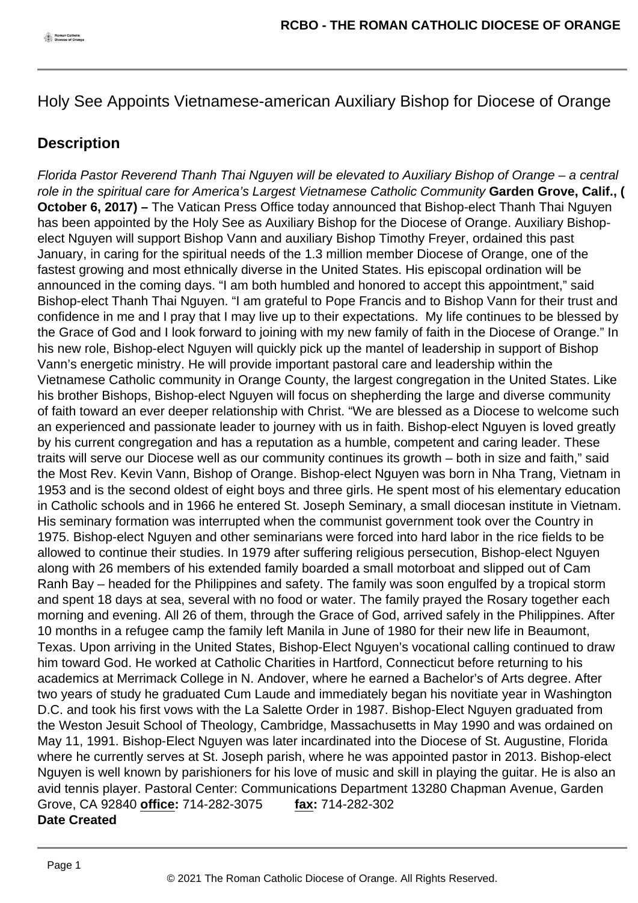# Holy See Appoints Vietnamese-american Auxiliary Bishop for Diocese of Orange

## Description

*Florida Pastor Reverend Thanh Thai Nguyen will be elevated to Auxiliary Bishop of Orange – a central role in the spiritual care for America's Largest Vietnamese Catholic Community* **Garden Grove, Calif., ( October 6, 2017) –** The Vatican Press Office today announced that Bishop-elect Thanh Thai Nguyen has been appointed by the Holy See as Auxiliary Bishop for the Diocese of Orange. Auxiliary Bishop-elect Nguyen will support Bishop Vann and auxiliary Bishop Timothy Freyer, ordained this past January, in caring for the spiritual needs of the 1.3 million member Diocese of Orange, one of the fastest growing and most ethnically diverse in the United States. His episcopal ordination will be announced in the coming days. "I am both humbled and honored to accept this appointment," said Bishop-elect Thanh Thai Nguyen. "I am grateful to Pope Francis and to Bishop Vann for their trust and confidence in me and I pray that I may live up to their expectations. My life continues to be blessed by the Grace of God and I look forward to joining with my new family of faith in the Diocese of Orange." In his new role, Bishop-elect Nguyen will quickly pick up the mantel of leadership in support of Bishop Vann's energetic ministry. He will provide important pastoral care and leadership within the Vietnamese Catholic community in Orange County, the largest congregation in the United States. Like his brother Bishops, Bishop-elect Nguyen will focus on shepherding the large and diverse community of faith toward an ever deeper relationship with Christ. "We are blessed as a Diocese to welcome such an experienced and passionate leader to journey with us in faith. Bishop-elect Nguyen is loved greatly by his current congregation and has a reputation as a humble, competent and caring leader. These traits will serve our Diocese well as our community continues its growth – both in size and faith," said the Most Rev. Kevin Vann, Bishop of Orange. Bishop-elect Nguyen was born in Nha Trang, Vietnam in 1953 and is the second oldest of eight boys and three girls. He spent most of his elementary education in Catholic schools and in 1966 he entered St. Joseph Seminary, a small diocesan institute in Vietnam. His seminary formation was interrupted when the communist government took over the Country in 1975. Bishop-elect Nguyen and other seminarians were forced into hard labor in the rice fields to be allowed to continue their studies. In 1979 after suffering religious persecution, Bishop-elect Nguyen along with 26 members of his extended family boarded a small motorboat and slipped out of Cam Ranh Bay – headed for the Philippines and safety. The family was soon engulfed by a tropical storm and spent 18 days at sea, several with no food or water. The family prayed the Rosary together each morning and evening. All 26 of them, through the Grace of God, arrived safely in the Philippines. After 10 months in a refugee camp the family left Manila in June of 1980 for their new life in Beaumont, Texas. Upon arriving in the United States, Bishop-Elect Nguyen's vocational calling continued to draw him toward God. He worked at Catholic Charities in Hartford, Connecticut before returning to his academics at Merrimack College in N. Andover, where he earned a Bachelor's of Arts degree. After two years of study he graduated Cum Laude and immediately began his novitiate year in Washington D.C. and took his first vows with the La Salette Order in 1987. Bishop-Elect Nguyen graduated from the Weston Jesuit School of Theology, Cambridge, Massachusetts in May 1990 and was ordained on May 11, 1991. Bishop-Elect Nguyen was later incardinated into the Diocese of St. Augustine, Florida where he currently serves at St. Joseph parish, where he was appointed pastor in 2013. Bishop-elect Nguyen is well known by parishioners for his love of music and skill in playing the guitar. He is also an avid tennis player. Pastoral Center: Communications Department 13280 Chapman Avenue, Garden Grove, CA 92840 **office:** 714-282-3075 **fax:** 714-282-302

**Date Created**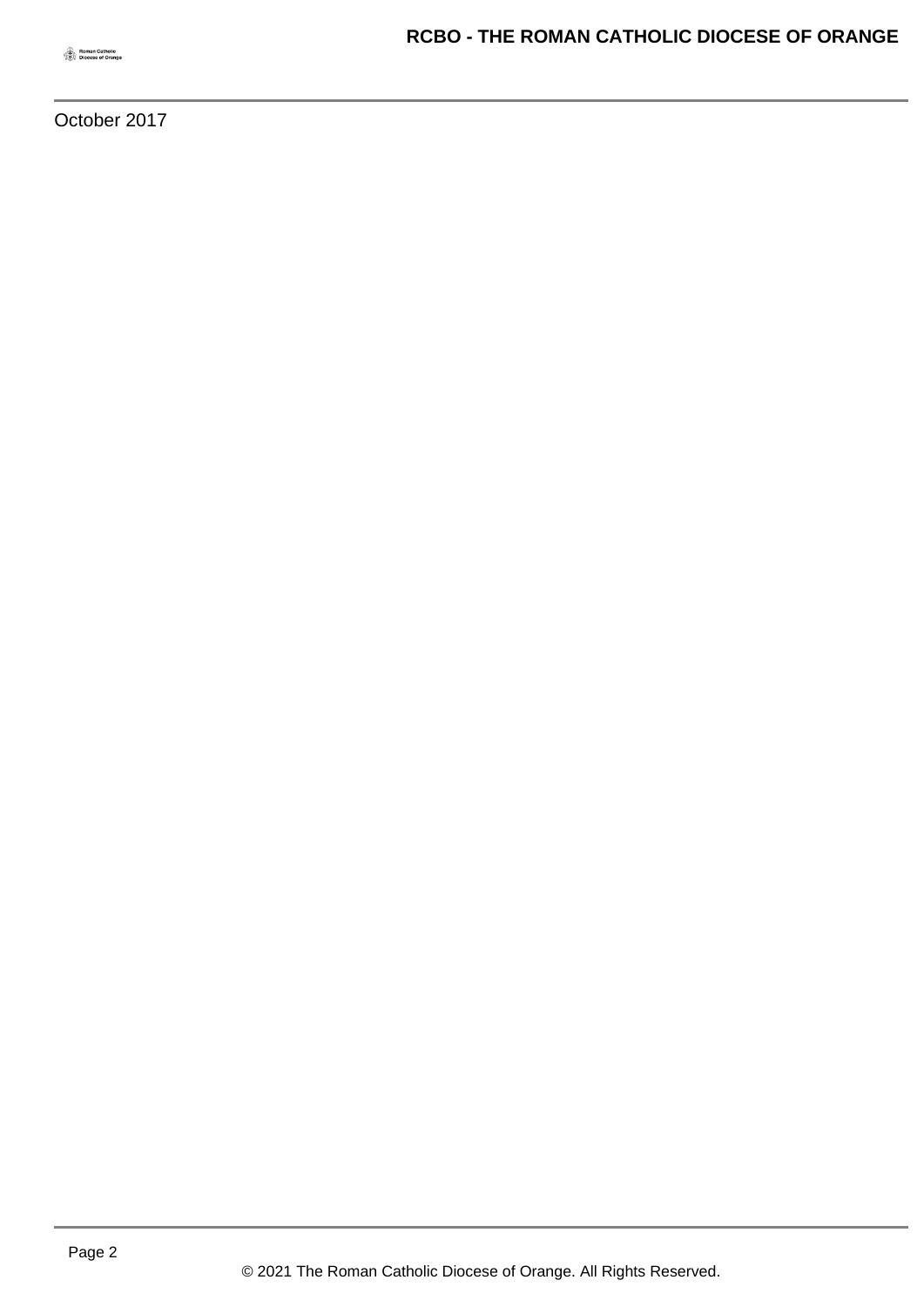October 2017